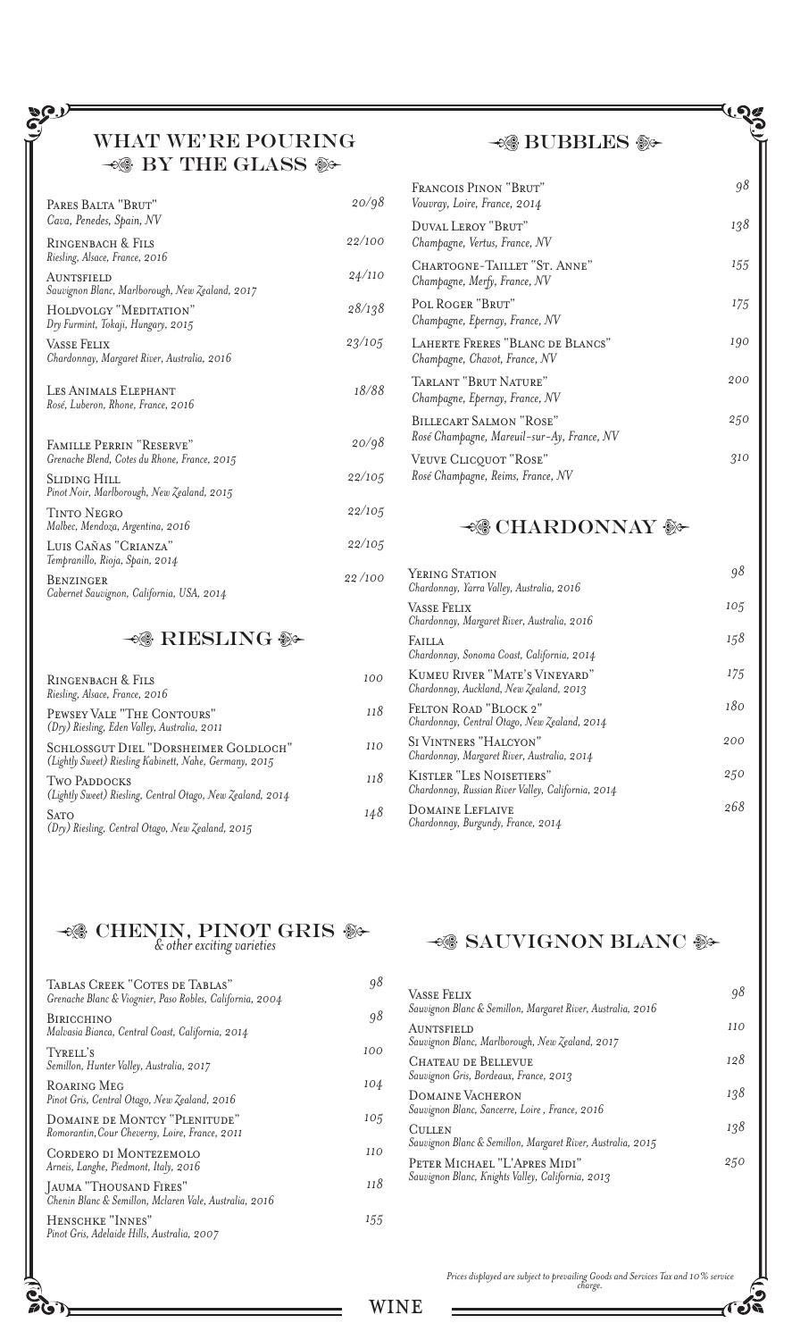## WHAT WE'RE POURING BY THE GLASS

| | |
|---|---|
| PARES BALTA "BRUT"<br>*Cava, Penedes, Spain, NV* | 20/98 |
| RINGENBACH & FILS<br>*Riesling, Alsace, France, 2016* | 22/100 |
| AUNTSFIELD<br>*Sauvignon Blanc, Marlborough, New Zealand, 2017* | 24/110 |
| HOLDVOLGY "MEDITATION"<br>*Dry Furmint, Tokaji, Hungary, 2015* | 28/138 |
| VASSE FELIX<br>*Chardonnay, Margaret River, Australia, 2016* | 23/105 |
| LES ANIMALS ELEPHANT<br>*Rosé, Luberon, Rhone, France, 2016* | 18/88 |
| FAMILLE PERRIN "RESERVE"<br>*Grenache Blend, Cotes du Rhone, France, 2015* | 20/98 |
| SLIDING HILL<br>*Pinot Noir, Marlborough, New Zealand, 2015* | 22/105 |
| TINTO NEGRO<br>*Malbec, Mendoza, Argentina, 2016* | 22/105 |
| LUIS CAÑAS "CRIANZA"<br>*Tempranillo, Rioja, Spain, 2014* | 22/105 |
| BENZINGER<br>*Cabernet Sauvignon, California, USA, 2014* | 22 /100 |

## RIESLING

| | |
|---|---|
| RINGENBACH & FILS<br>*Riesling, Alsace, France, 2016* | 100 |
| PEWSEY VALE "THE CONTOURS"<br>*(Dry) Riesling, Eden Valley, Australia, 2011* | 118 |
| SCHLOSSGUT DIEL "DORSHEIMER GOLDLOCH"<br>*(Lightly Sweet) Riesling Kabinett, Nahe, Germany, 2015* | 110 |
| TWO PADDOCKS<br>*(Lightly Sweet) Riesling, Central Otago, New Zealand, 2014* | 118 |
| SATO<br>*(Dry) Riesling, Central Otago, New Zealand, 2015* | 148 |

## BUBBLES

| | |
|---|---|
| FRANCOIS PINON "BRUT"<br>*Vouvray, Loire, France, 2014* | 98 |
| DUVAL LEROY "BRUT"<br>*Champagne, Vertus, France, NV* | 138 |
| CHARTOGNE-TAILLET "ST. ANNE"<br>*Champagne, Merfy, France, NV* | 155 |
| POL ROGER "BRUT"<br>*Champagne, Epernay, France, NV* | 175 |
| LAHERTE FRERES "BLANC DE BLANCS"<br>*Champagne, Chavot, France, NV* | 190 |
| TARLANT "BRUT NATURE"<br>*Champagne, Epernay, France, NV* | 200 |
| BILLECART SALMON "ROSE"<br>*Rosé Champagne, Mareuil-sur-Ay, France, NV* | 250 |
| VEUVE CLICQUOT "ROSE"<br>*Rosé Champagne, Reims, France, NV* | 310 |

## CHARDONNAY

| | |
|---|---|
| YERING STATION<br>*Chardonnay, Yarra Valley, Australia, 2016* | 98 |
| VASSE FELIX<br>*Chardonnay, Margaret River, Australia, 2016* | 105 |
| FAILLA<br>*Chardonnay, Sonoma Coast, California, 2014* | 158 |
| KUMEU RIVER "MATE'S VINEYARD"<br>*Chardonnay, Auckland, New Zealand, 2013* | 175 |
| FELTON ROAD "BLOCK 2"<br>*Chardonnay, Central Otago, New Zealand, 2014* | 180 |
| SI VINTNERS "HALCYON"<br>*Chardonnay, Margaret River, Australia, 2014* | 200 |
| KISTLER "LES NOISETIERS"<br>*Chardonnay, Russian River Valley, California, 2014* | 250 |
| DOMAINE LEFLAIVE<br>*Chardonnay, Burgundy, France, 2014* | 268 |

## CHENIN, PINOT GRIS *& other exciting varieties*

| | |
|---|---|
| TABLAS CREEK "COTES DE TABLAS"<br>*Grenache Blanc & Viognier, Paso Robles, California, 2004* | 98 |
| BIRICCHINO<br>*Malvasia Bianca, Central Coast, California, 2014* | 98 |
| TYRELL'S<br>*Semillon, Hunter Valley, Australia, 2017* | 100 |
| ROARING MEG<br>*Pinot Gris, Central Otago, New Zealand, 2016* | 104 |
| DOMAINE DE MONTCY "PLENITUDE"<br>*Romorantin, Cour Cheverny, Loire, France, 2011* | 105 |
| CORDERO DI MONTEZEMOLO<br>*Arneis, Langhe, Piedmont, Italy, 2016* | 110 |
| JAUMA "THOUSAND FIRES"<br>*Chenin Blanc & Semillon, Mclaren Vale, Australia, 2016* | 118 |
| HENSCHKE "INNES"<br>*Pinot Gris, Adelaide Hills, Australia, 2007* | 155 |

## SAUVIGNON BLANC

| | |
|---|---|
| VASSE FELIX<br>*Sauvignon Blanc & Semillon, Margaret River, Australia, 2016* | 98 |
| AUNTSFIELD<br>*Sauvignon Blanc, Marlborough, New Zealand, 2017* | 110 |
| CHATEAU DE BELLEVUE<br>*Sauvignon Gris, Bordeaux, France, 2013* | 128 |
| DOMAINE VACHERON<br>*Sauvignon Blanc, Sancerre, Loire , France, 2016* | 138 |
| CULLEN<br>*Sauvignon Blanc & Semillon, Margaret River, Australia, 2015* | 138 |
| PETER MICHAEL "L'APRES MIDI"<br>*Sauvignon Blanc, Knights Valley, California, 2013* | 250 |

*Prices displayed are subject to prevailing Goods and Services Tax and 10% service charge.*

WINE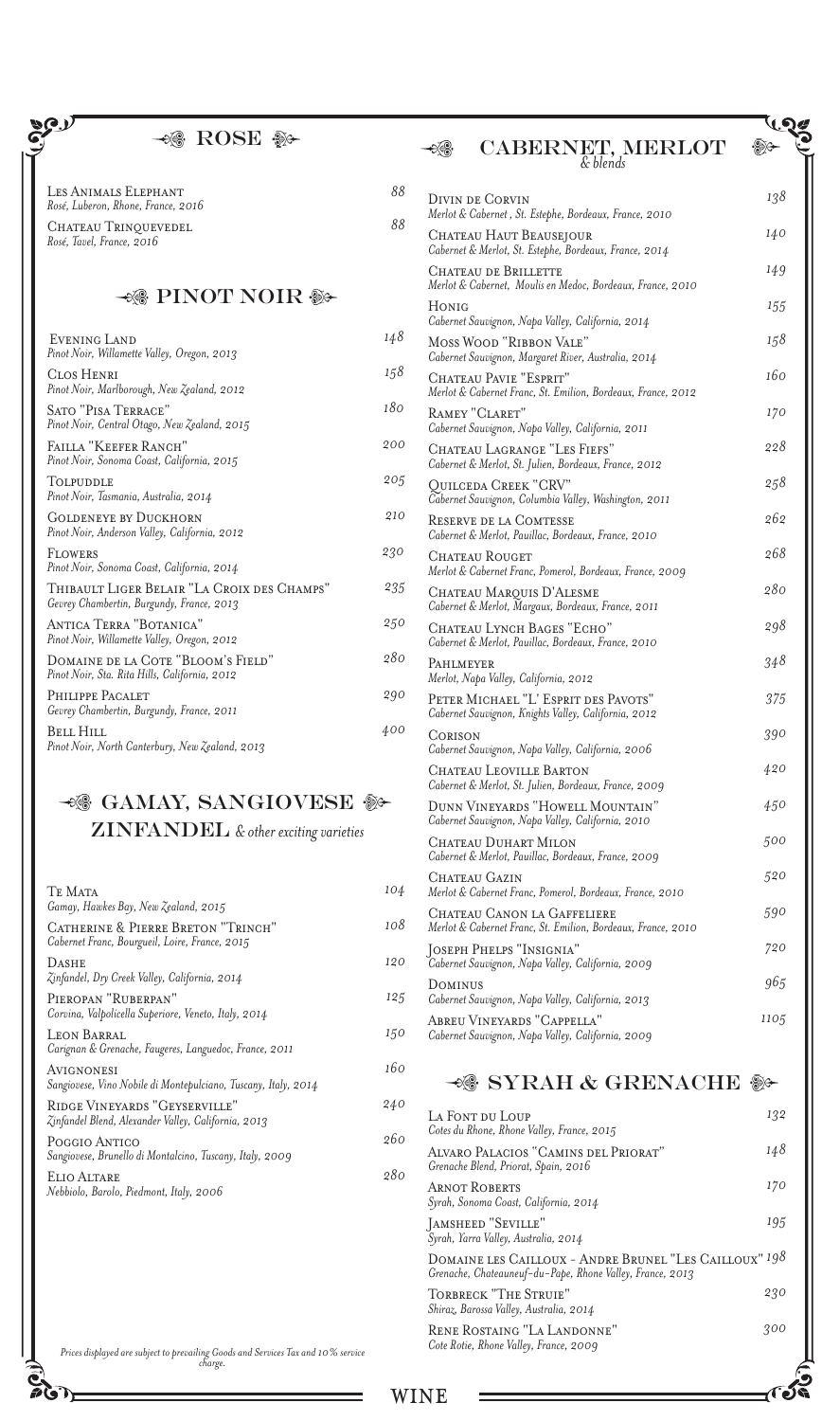## ROSE

| | |
|---|---|
| **Les Animals Elephant**<br>*Rosé, Luberon, Rhone, France, 2016* | 88 |
| **Chateau Trinquevedel**<br>*Rosé, Tavel, France, 2016* | 88 |

## PINOT NOIR

| | |
|---|---|
| **Evening Land**<br>*Pinot Noir, Willamette Valley, Oregon, 2013* | 148 |
| **Clos Henri**<br>*Pinot Noir, Marlborough, New Zealand, 2012* | 158 |
| **Sato "Pisa Terrace"**<br>*Pinot Noir, Central Otago, New Zealand, 2015* | 180 |
| **Failla "Keefer Ranch"**<br>*Pinot Noir, Sonoma Coast, California, 2015* | 200 |
| **Tolpuddle**<br>*Pinot Noir, Tasmania, Australia, 2014* | 205 |
| **Goldeneye by Duckhorn**<br>*Pinot Noir, Anderson Valley, California, 2012* | 210 |
| **Flowers**<br>*Pinot Noir, Sonoma Coast, California, 2014* | 230 |
| **Thibault Liger Belair "La Croix des Champs"**<br>*Gevrey Chambertin, Burgundy, France, 2013* | 235 |
| **Antica Terra "Botanica"**<br>*Pinot Noir, Willamette Valley, Oregon, 2012* | 250 |
| **Domaine de la Cote "Bloom's Field"**<br>*Pinot Noir, Sta. Rita Hills, California, 2012* | 280 |
| **Philippe Pacalet**<br>*Gevrey Chambertin, Burgundy, France, 2011* | 290 |
| **Bell Hill**<br>*Pinot Noir, North Canterbury, New Zealand, 2013* | 400 |

## GAMAY, SANGIOVESE ZINFANDEL *& other exciting varieties*

| | |
|---|---|
| **Te Mata**<br>*Gamay, Hawkes Bay, New Zealand, 2015* | 104 |
| **Catherine & Pierre Breton "Trinch"**<br>*Cabernet Franc, Bourgueil, Loire, France, 2015* | 108 |
| **Dashe**<br>*Zinfandel, Dry Creek Valley, California, 2014* | 120 |
| **Pieropan "Ruberpan"**<br>*Corvina, Valpolicella Superiore, Veneto, Italy, 2014* | 125 |
| **Leon Barral**<br>*Carignan & Grenache, Faugeres, Languedoc, France, 2011* | 150 |
| **Avignonesi**<br>*Sangiovese, Vino Nobile di Montepulciano, Tuscany, Italy, 2014* | 160 |
| **Ridge Vineyards "Geyserville"**<br>*Zinfandel Blend, Alexander Valley, California, 2013* | 240 |
| **Poggio Antico**<br>*Sangiovese, Brunello di Montalcino, Tuscany, Italy, 2009* | 260 |
| **Elio Altare**<br>*Nebbiolo, Barolo, Piedmont, Italy, 2006* | 280 |

*Prices displayed are subject to prevailing Goods and Services Tax and 10% service charge.*

## CABERNET, MERLOT *& blends*

| | |
|---|---|
| **Divin de Corvin**<br>*Merlot & Cabernet, St. Estephe, Bordeaux, France, 2010* | 138 |
| **Chateau Haut Beausejour**<br>*Cabernet & Merlot, St. Estephe, Bordeaux, France, 2014* | 140 |
| **Chateau de Brillette**<br>*Merlot & Cabernet, Moulis en Medoc, Bordeaux, France, 2010* | 149 |
| **Honig**<br>*Cabernet Sauvignon, Napa Valley, California, 2014* | 155 |
| **Moss Wood "Ribbon Vale"**<br>*Cabernet Sauvignon, Margaret River, Australia, 2014* | 158 |
| **Chateau Pavie "Esprit"**<br>*Merlot & Cabernet Franc, St. Emilion, Bordeaux, France, 2012* | 160 |
| **Ramey "Claret"**<br>*Cabernet Sauvignon, Napa Valley, California, 2011* | 170 |
| **Chateau Lagrange "Les Fiefs"**<br>*Cabernet & Merlot, St. Julien, Bordeaux, France, 2012* | 228 |
| **Quilceda Creek "CRV"**<br>*Cabernet Sauvignon, Columbia Valley, Washington, 2011* | 258 |
| **Reserve de la Comtesse**<br>*Cabernet & Merlot, Pauillac, Bordeaux, France, 2010* | 262 |
| **Chateau Rouget**<br>*Merlot & Cabernet Franc, Pomerol, Bordeaux, France, 2009* | 268 |
| **Chateau Marquis D'Alesme**<br>*Cabernet & Merlot, Margaux, Bordeaux, France, 2011* | 280 |
| **Chateau Lynch Bages "Echo"**<br>*Cabernet & Merlot, Pauillac, Bordeaux, France, 2010* | 298 |
| **Pahlmeyer**<br>*Merlot, Napa Valley, California, 2012* | 348 |
| **Peter Michael "L' Esprit des Pavots"**<br>*Cabernet Sauvignon, Knights Valley, California, 2012* | 375 |
| **Corison**<br>*Cabernet Sauvignon, Napa Valley, California, 2006* | 390 |
| **Chateau Leoville Barton**<br>*Cabernet & Merlot, St. Julien, Bordeaux, France, 2009* | 420 |
| **Dunn Vineyards "Howell Mountain"**<br>*Cabernet Sauvignon, Napa Valley, California, 2010* | 450 |
| **Chateau Duhart Milon**<br>*Cabernet & Merlot, Pauillac, Bordeaux, France, 2009* | 500 |
| **Chateau Gazin**<br>*Merlot & Cabernet Franc, Pomerol, Bordeaux, France, 2010* | 520 |
| **Chateau Canon la Gaffeliere**<br>*Merlot & Cabernet Franc, St. Emilion, Bordeaux, France, 2010* | 590 |
| **Joseph Phelps "Insignia"**<br>*Cabernet Sauvignon, Napa Valley, California, 2009* | 720 |
| **Dominus**<br>*Cabernet Sauvignon, Napa Valley, California, 2013* | 965 |
| **Abreu Vineyards "Cappella"**<br>*Cabernet Sauvignon, Napa Valley, California, 2009* | 1105 |

## SYRAH & GRENACHE

| | |
|---|---|
| **La Font du Loup**<br>*Cotes du Rhone, Rhone Valley, France, 2015* | 132 |
| **Alvaro Palacios "Camins del Priorat"**<br>*Grenache Blend, Priorat, Spain, 2016* | 148 |
| **Arnot Roberts**<br>*Syrah, Sonoma Coast, California, 2014* | 170 |
| **Jamsheed "Seville"**<br>*Syrah, Yarra Valley, Australia, 2014* | 195 |
| **Domaine les Cailloux - Andre Brunel "Les Cailloux"**<br>*Grenache, Chateauneuf-du-Pape, Rhone Valley, France, 2013* | 198 |
| **Torbreck "The Struie"**<br>*Shiraz, Barossa Valley, Australia, 2014* | 230 |
| **Rene Rostaing "La Landonne"**<br>*Cote Rotie, Rhone Valley, France, 2009* | 300 |